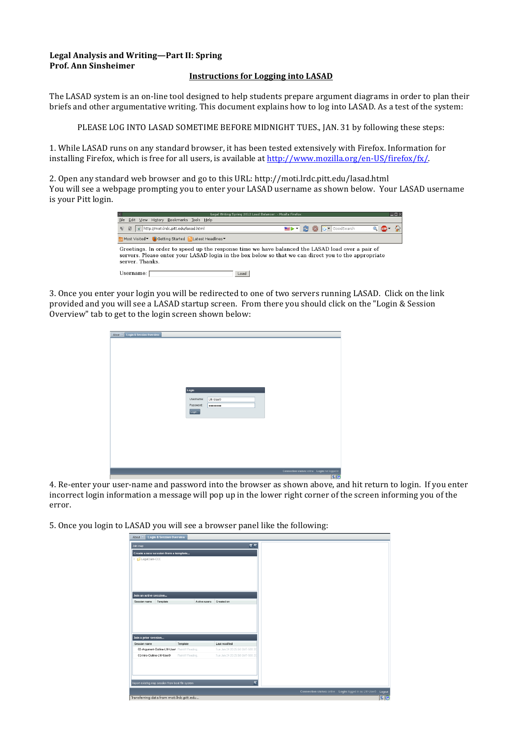**Legal Analysis and Writing—Part II: Spring**
**Prof. Ann Sinsheimer**

## Instructions for Logging into LASAD

The LASAD system is an on-line tool designed to help students prepare argument diagrams in order to plan their briefs and other argumentative writing. This document explains how to log into LASAD. As a test of the system:

PLEASE LOG INTO LASAD SOMETIME BEFORE MIDNIGHT TUES., JAN. 31 by following these steps:

1. While LASAD runs on any standard browser, it has been tested extensively with Firefox. Information for installing Firefox, which is free for all users, is available at [http://www.mozilla.org/en-US/firefox/fx/](http://www.mozilla.org/en-US/firefox/fx/).

2. Open any standard web browser and go to this URL: http://moti.lrdc.pitt.edu/lasad.html
You will see a webpage prompting you to enter your LASAD username as shown below. Your LASAD username is your Pitt login.

3. Once you enter your login you will be redirected to one of two servers running LASAD. Click on the link provided and you will see a LASAD startup screen. From there you should click on the "Login & Session Overview" tab to get to the login screen shown below:

4. Re-enter your user-name and password into the browser as shown above, and hit return to login. If you enter incorrect login information a message will pop up in the lower right corner of the screen informing you of the error.

5. Once you login to LASAD you will see a browser panel like the following: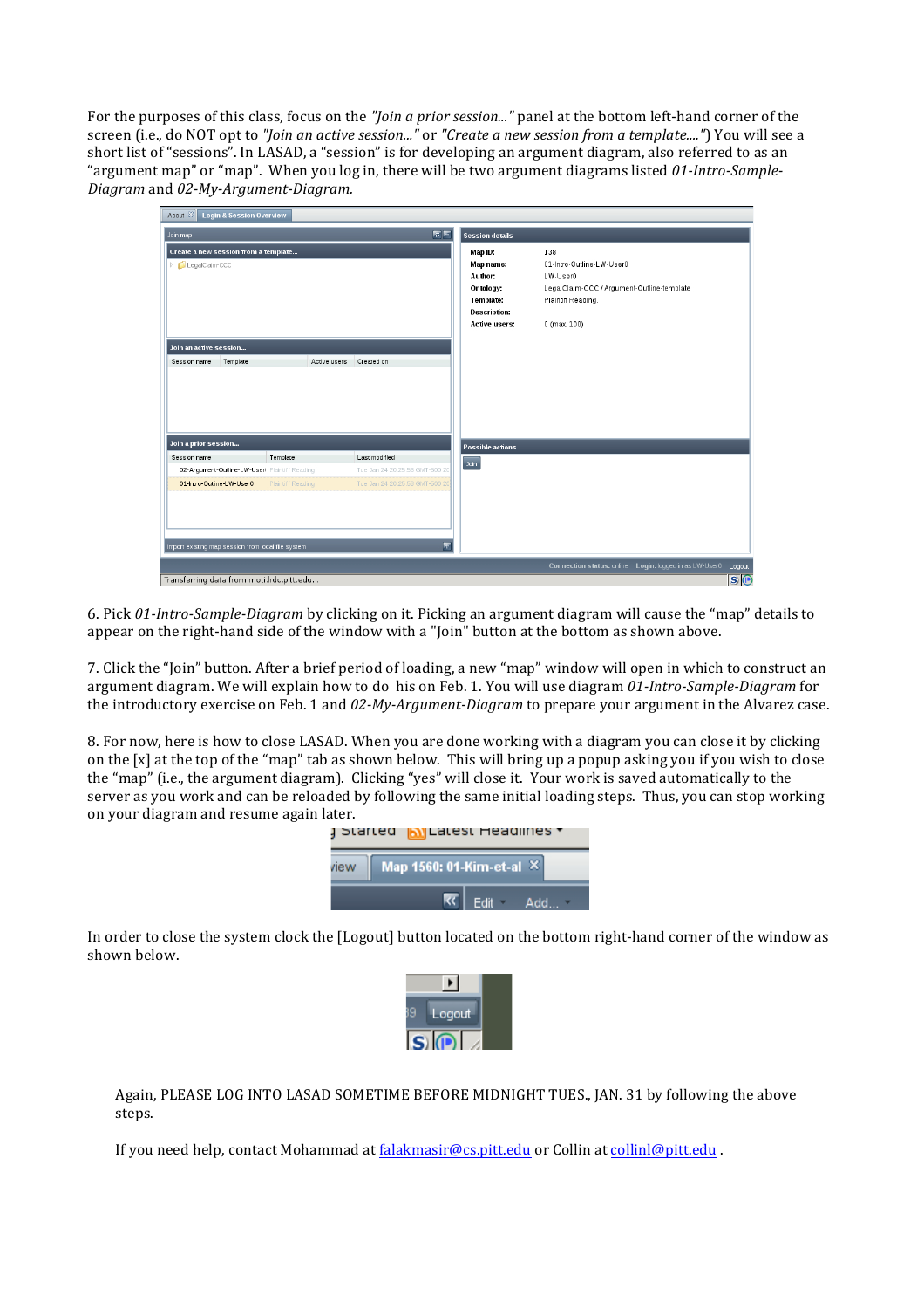For the purposes of this class, focus on the *"Join a prior session..."* panel at the bottom left-hand corner of the screen (i.e., do NOT opt to *"Join an active session..."* or *"Create a new session from a template...."*) You will see a short list of "sessions". In LASAD, a "session" is for developing an argument diagram, also referred to as an "argument map" or "map". When you log in, there will be two argument diagrams listed *01-Intro-Sample-Diagram* and *02-My-Argument-Diagram*.

6. Pick *01-Intro-Sample-Diagram* by clicking on it. Picking an argument diagram will cause the "map" details to appear on the right-hand side of the window with a "Join" button at the bottom as shown above.

7. Click the "Join" button. After a brief period of loading, a new "map" window will open in which to construct an argument diagram. We will explain how to do his on Feb. 1. You will use diagram *01-Intro-Sample-Diagram* for the introductory exercise on Feb. 1 and *02-My-Argument-Diagram* to prepare your argument in the Alvarez case.

8. For now, here is how to close LASAD. When you are done working with a diagram you can close it by clicking on the [x] at the top of the "map" tab as shown below. This will bring up a popup asking you if you wish to close the "map" (i.e., the argument diagram). Clicking "yes" will close it. Your work is saved automatically to the server as you work and can be reloaded by following the same initial loading steps. Thus, you can stop working on your diagram and resume again later.

In order to close the system clock the [Logout] button located on the bottom right-hand corner of the window as shown below.

Again, PLEASE LOG INTO LASAD SOMETIME BEFORE MIDNIGHT TUES., JAN. 31 by following the above steps.

If you need help, contact Mohammad at falakmasir@cs.pitt.edu or Collin at collinl@pitt.edu .